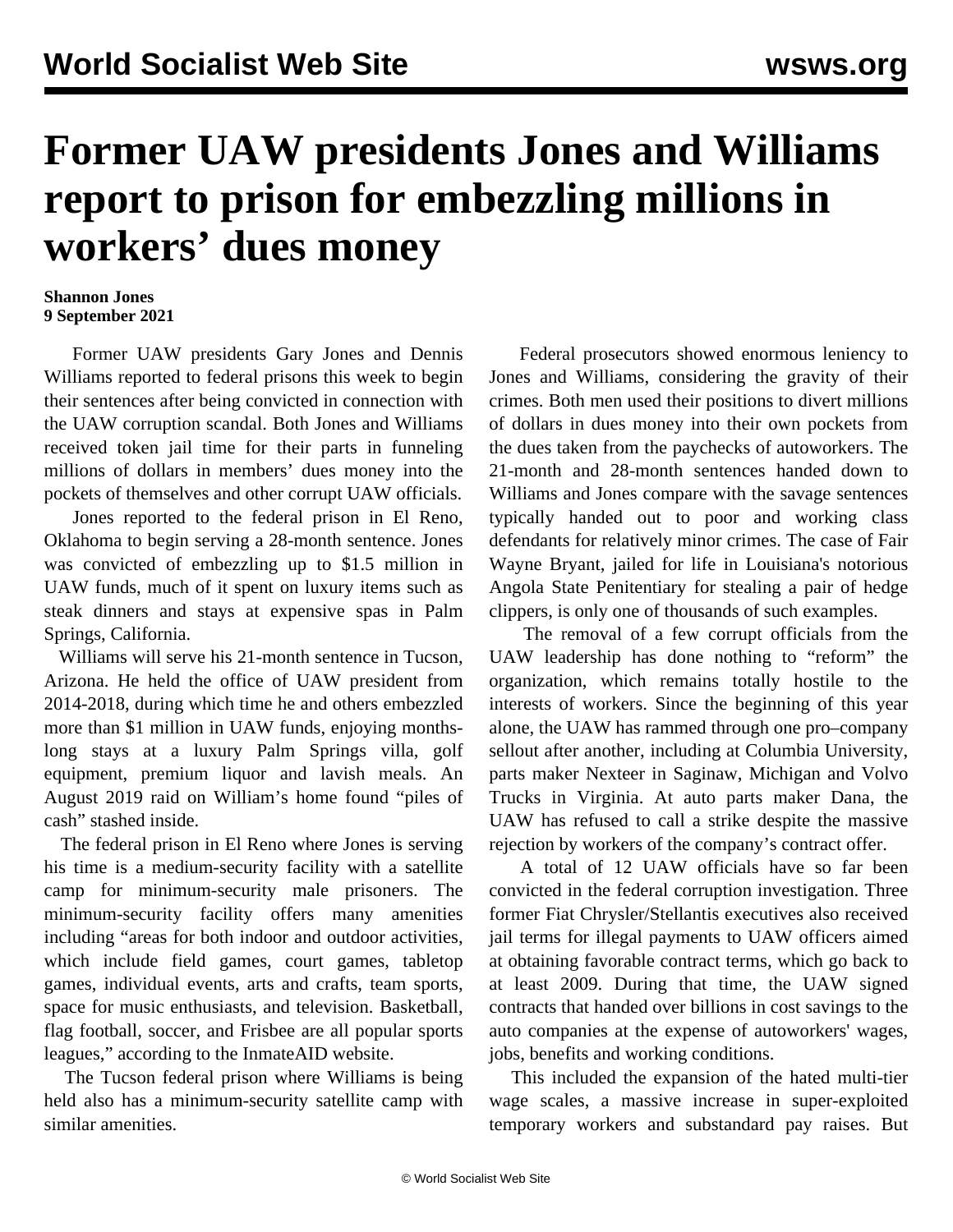# Former UAW presidents Jones and Williams report to prison for embezzling millions in workers' dues money

**Shannon Jones**
**9 September 2021**

Former UAW presidents Gary Jones and Dennis Williams reported to federal prisons this week to begin their sentences after being convicted in connection with the UAW corruption scandal. Both Jones and Williams received token jail time for their parts in funneling millions of dollars in members' dues money into the pockets of themselves and other corrupt UAW officials.

Jones reported to the federal prison in El Reno, Oklahoma to begin serving a 28-month sentence. Jones was convicted of embezzling up to $1.5 million in UAW funds, much of it spent on luxury items such as steak dinners and stays at expensive spas in Palm Springs, California.

Williams will serve his 21-month sentence in Tucson, Arizona. He held the office of UAW president from 2014-2018, during which time he and others embezzled more than $1 million in UAW funds, enjoying months-long stays at a luxury Palm Springs villa, golf equipment, premium liquor and lavish meals. An August 2019 raid on William's home found "piles of cash" stashed inside.

The federal prison in El Reno where Jones is serving his time is a medium-security facility with a satellite camp for minimum-security male prisoners. The minimum-security facility offers many amenities including "areas for both indoor and outdoor activities, which include field games, court games, tabletop games, individual events, arts and crafts, team sports, space for music enthusiasts, and television. Basketball, flag football, soccer, and Frisbee are all popular sports leagues," according to the InmateAID website.

The Tucson federal prison where Williams is being held also has a minimum-security satellite camp with similar amenities.

Federal prosecutors showed enormous leniency to Jones and Williams, considering the gravity of their crimes. Both men used their positions to divert millions of dollars in dues money into their own pockets from the dues taken from the paychecks of autoworkers. The 21-month and 28-month sentences handed down to Williams and Jones compare with the savage sentences typically handed out to poor and working class defendants for relatively minor crimes. The case of Fair Wayne Bryant, jailed for life in Louisiana's notorious Angola State Penitentiary for stealing a pair of hedge clippers, is only one of thousands of such examples.

The removal of a few corrupt officials from the UAW leadership has done nothing to "reform" the organization, which remains totally hostile to the interests of workers. Since the beginning of this year alone, the UAW has rammed through one pro–company sellout after another, including at Columbia University, parts maker Nexteer in Saginaw, Michigan and Volvo Trucks in Virginia. At auto parts maker Dana, the UAW has refused to call a strike despite the massive rejection by workers of the company's contract offer.

A total of 12 UAW officials have so far been convicted in the federal corruption investigation. Three former Fiat Chrysler/Stellantis executives also received jail terms for illegal payments to UAW officers aimed at obtaining favorable contract terms, which go back to at least 2009. During that time, the UAW signed contracts that handed over billions in cost savings to the auto companies at the expense of autoworkers' wages, jobs, benefits and working conditions.

This included the expansion of the hated multi-tier wage scales, a massive increase in super-exploited temporary workers and substandard pay raises. But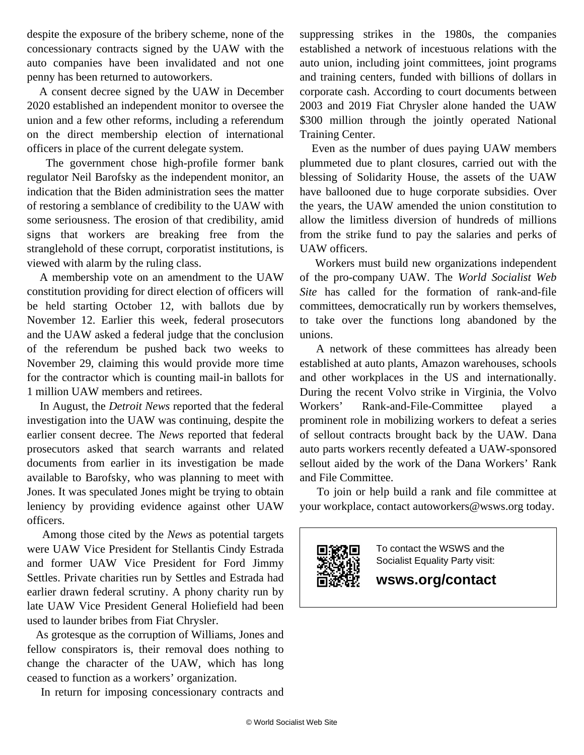despite the exposure of the bribery scheme, none of the concessionary contracts signed by the UAW with the auto companies have been invalidated and not one penny has been returned to autoworkers.

A consent decree signed by the UAW in December 2020 established an independent monitor to oversee the union and a few other reforms, including a referendum on the direct membership election of international officers in place of the current delegate system.

The government chose high-profile former bank regulator Neil Barofsky as the independent monitor, an indication that the Biden administration sees the matter of restoring a semblance of credibility to the UAW with some seriousness. The erosion of that credibility, amid signs that workers are breaking free from the stranglehold of these corrupt, corporatist institutions, is viewed with alarm by the ruling class.

A membership vote on an amendment to the UAW constitution providing for direct election of officers will be held starting October 12, with ballots due by November 12. Earlier this week, federal prosecutors and the UAW asked a federal judge that the conclusion of the referendum be pushed back two weeks to November 29, claiming this would provide more time for the contractor which is counting mail-in ballots for 1 million UAW members and retirees.

In August, the *Detroit News* reported that the federal investigation into the UAW was continuing, despite the earlier consent decree. The *News* reported that federal prosecutors asked that search warrants and related documents from earlier in its investigation be made available to Barofsky, who was planning to meet with Jones. It was speculated Jones might be trying to obtain leniency by providing evidence against other UAW officers.

Among those cited by the *News* as potential targets were UAW Vice President for Stellantis Cindy Estrada and former UAW Vice President for Ford Jimmy Settles. Private charities run by Settles and Estrada had earlier drawn federal scrutiny. A phony charity run by late UAW Vice President General Holiefield had been used to launder bribes from Fiat Chrysler.

As grotesque as the corruption of Williams, Jones and fellow conspirators is, their removal does nothing to change the character of the UAW, which has long ceased to function as a workers' organization.

In return for imposing concessionary contracts and suppressing strikes in the 1980s, the companies established a network of incestuous relations with the auto union, including joint committees, joint programs and training centers, funded with billions of dollars in corporate cash. According to court documents between 2003 and 2019 Fiat Chrysler alone handed the UAW $300 million through the jointly operated National Training Center.

Even as the number of dues paying UAW members plummeted due to plant closures, carried out with the blessing of Solidarity House, the assets of the UAW have ballooned due to huge corporate subsidies. Over the years, the UAW amended the union constitution to allow the limitless diversion of hundreds of millions from the strike fund to pay the salaries and perks of UAW officers.

Workers must build new organizations independent of the pro-company UAW. The *World Socialist Web Site* has called for the formation of rank-and-file committees, democratically run by workers themselves, to take over the functions long abandoned by the unions.

A network of these committees has already been established at auto plants, Amazon warehouses, schools and other workplaces in the US and internationally. During the recent Volvo strike in Virginia, the Volvo Workers' Rank-and-File-Committee played a prominent role in mobilizing workers to defeat a series of sellout contracts brought back by the UAW. Dana auto parts workers recently defeated a UAW-sponsored sellout aided by the work of the Dana Workers' Rank and File Committee.

To join or help build a rank and file committee at your workplace, contact autoworkers@wsws.org today.

To contact the WSWS and the Socialist Equality Party visit:

**wsws.org/contact**